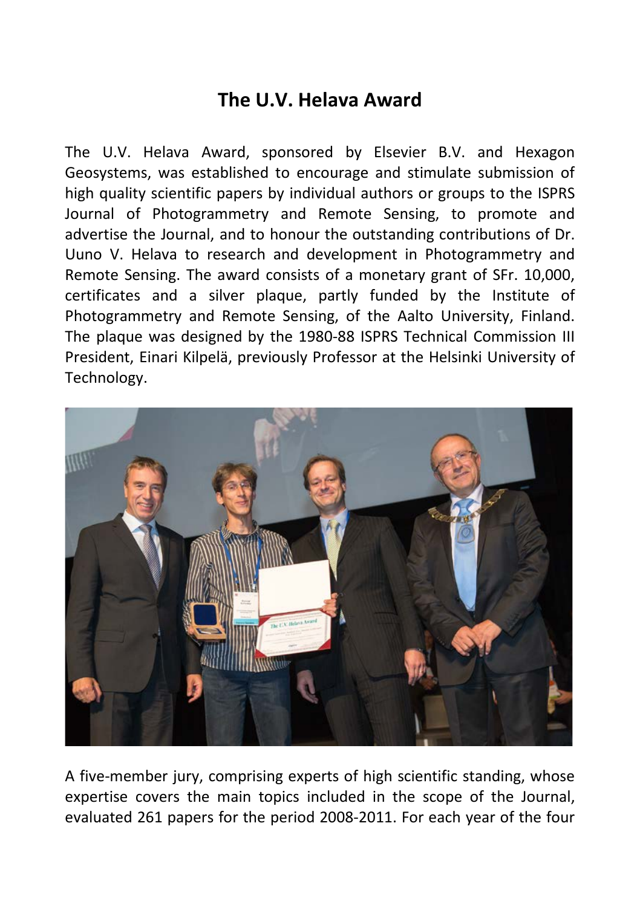# The U.V. Helava Award

The U.V. Helava Award, sponsored by Elsevier B.V. and Hexagon Geosystems, was established to encourage and stimulate submission of high quality scientific papers by individual authors or groups to the ISPRS Journal of Photogrammetry and Remote Sensing, to promote and advertise the Journal, and to honour the outstanding contributions of Dr. Uuno V. Helava to research and development in Photogrammetry and Remote Sensing. The award consists of a monetary grant of SFr. 10,000, certificates and a silver plaque, partly funded by the Institute of Photogrammetry and Remote Sensing, of the Aalto University, Finland. The plaque was designed by the 1980-88 ISPRS Technical Commission III President, Einari Kilpelä, previously Professor at the Helsinki University of Technology.

A five-member jury, comprising experts of high scientific standing, whose expertise covers the main topics included in the scope of the Journal, evaluated 261 papers for the period 2008-2011. For each year of the four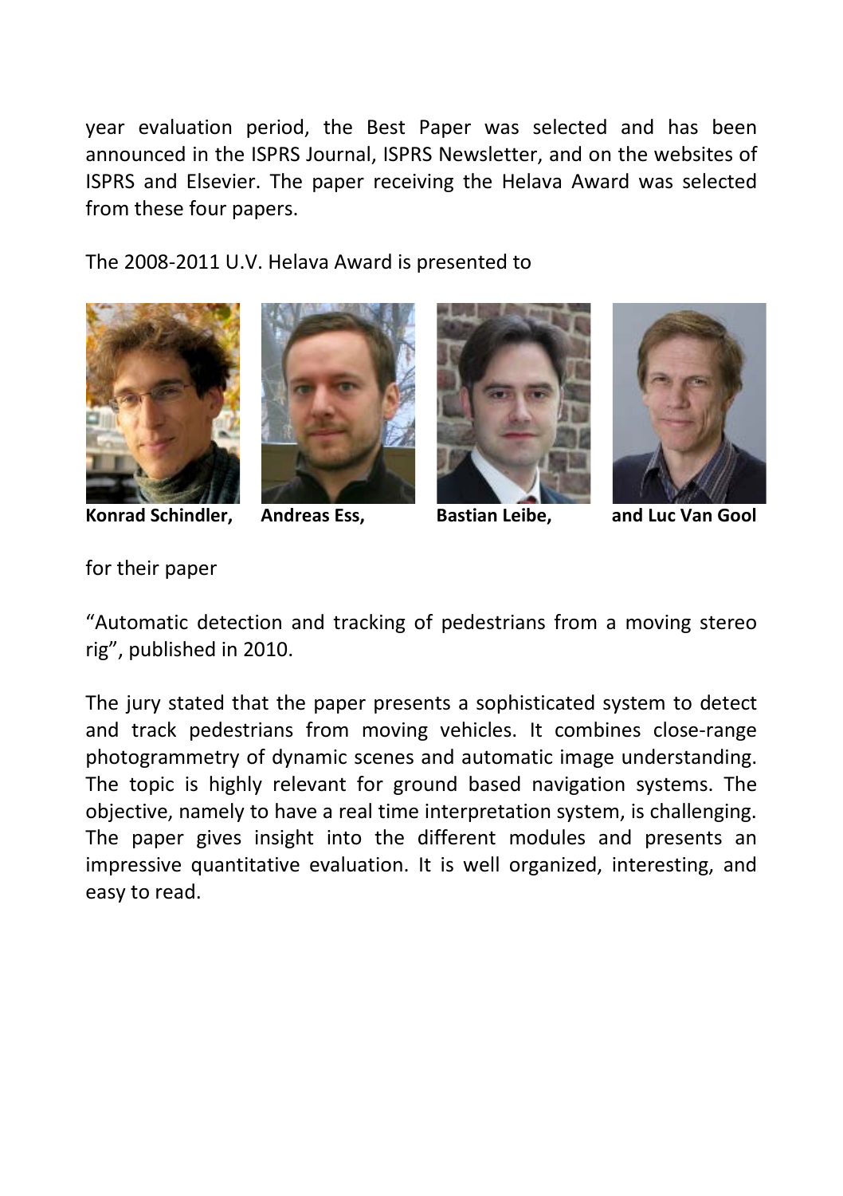year evaluation period, the Best Paper was selected and has been announced in the ISPRS Journal, ISPRS Newsletter, and on the websites of ISPRS and Elsevier. The paper receiving the Helava Award was selected from these four papers.

The 2008-2011 U.V. Helava Award is presented to

**Konrad Schindler,** **Andreas Ess,** **Bastian Leibe,** **and Luc Van Gool**

for their paper

"Automatic detection and tracking of pedestrians from a moving stereo rig", published in 2010.

The jury stated that the paper presents a sophisticated system to detect and track pedestrians from moving vehicles. It combines close-range photogrammetry of dynamic scenes and automatic image understanding. The topic is highly relevant for ground based navigation systems. The objective, namely to have a real time interpretation system, is challenging. The paper gives insight into the different modules and presents an impressive quantitative evaluation. It is well organized, interesting, and easy to read.